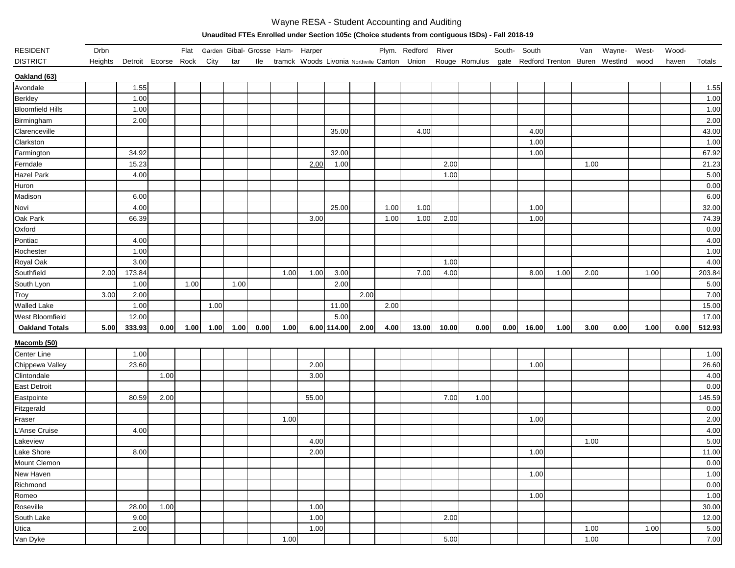# Wayne RESA - Student Accounting and Auditing

**Unaudited FTEs Enrolled under Section 105c (Choice students from contiguous ISDs) - Fall 2018-19**

| RESIDENT DISTRICT | Drbn Heights | Detroit | Ecorse | Flat Rock | Garden City | Gibal- tar | Grosse Ile | Ham- tramck | Harper Woods | Livonia | Northville | Plym. Canton | Redford Union | River Rouge | Romulus | South- gate | South Redford | Trenton | Van Buren | Wayne- Westlnd | West- wood | Wood- haven | Totals |
|---|---|---|---|---|---|---|---|---|---|---|---|---|---|---|---|---|---|---|---|---|---|---|---|
| **Oakland (63)** | | | | | | | | | | | | | | | | | | | | | | | |
| Avondale | | 1.55 | | | | | | | | | | | | | | | | | | | | | 1.55 |
| Berkley | | 1.00 | | | | | | | | | | | | | | | | | | | | | 1.00 |
| Bloomfield Hills | | 1.00 | | | | | | | | | | | | | | | | | | | | | 1.00 |
| Birmingham | | 2.00 | | | | | | | | | | | | | | | | | | | | | 2.00 |
| Clarenceville | | | | | | | | | | 35.00 | | | 4.00 | | | | 4.00 | | | | | | 43.00 |
| Clarkston | | | | | | | | | | | | | | | | | 1.00 | | | | | | 1.00 |
| Farmington | | 34.92 | | | | | | | | 32.00 | | | | | | | 1.00 | | | | | | 67.92 |
| Ferndale | | 15.23 | | | | | | | 2.00 | 1.00 | | | | 2.00 | | | | | 1.00 | | | | 21.23 |
| Hazel Park | | 4.00 | | | | | | | | | | | | 1.00 | | | | | | | | | 5.00 |
| Huron | | | | | | | | | | | | | | | | | | | | | | | 0.00 |
| Madison | | 6.00 | | | | | | | | | | | | | | | | | | | | | 6.00 |
| Novi | | 4.00 | | | | | | | | 25.00 | | 1.00 | 1.00 | | | | 1.00 | | | | | | 32.00 |
| Oak Park | | 66.39 | | | | | | | 3.00 | | | 1.00 | 1.00 | 2.00 | | | 1.00 | | | | | | 74.39 |
| Oxford | | | | | | | | | | | | | | | | | | | | | | | 0.00 |
| Pontiac | | 4.00 | | | | | | | | | | | | | | | | | | | | | 4.00 |
| Rochester | | 1.00 | | | | | | | | | | | | | | | | | | | | | 1.00 |
| Royal Oak | | 3.00 | | | | | | | | | | | | 1.00 | | | | | | | | | 4.00 |
| Southfield | 2.00 | 173.84 | | | | | | 1.00 | 1.00 | 3.00 | | | 7.00 | 4.00 | | | 8.00 | 1.00 | 2.00 | | 1.00 | | 203.84 |
| South Lyon | | 1.00 | | 1.00 | | 1.00 | | | | 2.00 | | | | | | | | | | | | | 5.00 |
| Troy | 3.00 | 2.00 | | | | | | | | | 2.00 | | | | | | | | | | | | 7.00 |
| Walled Lake | | 1.00 | | | 1.00 | | | | | 11.00 | | 2.00 | | | | | | | | | | | 15.00 |
| West Bloomfield | | 12.00 | | | | | | | | 5.00 | | | | | | | | | | | | | 17.00 |
| **Oakland Totals** | **5.00** | **333.93** | **0.00** | **1.00** | **1.00** | **1.00** | **0.00** | **1.00** | **6.00** | **114.00** | **2.00** | **4.00** | **13.00** | **10.00** | **0.00** | **0.00** | **16.00** | **1.00** | **3.00** | **0.00** | **1.00** | **0.00** | **512.93** |
| **Macomb (50)** | | | | | | | | | | | | | | | | | | | | | | | |
| Center Line | | 1.00 | | | | | | | | | | | | | | | | | | | | | 1.00 |
| Chippewa Valley | | 23.60 | | | | | | | 2.00 | | | | | | | | 1.00 | | | | | | 26.60 |
| Clintondale | | | 1.00 | | | | | | 3.00 | | | | | | | | | | | | | | 4.00 |
| East Detroit | | | | | | | | | | | | | | | | | | | | | | | 0.00 |
| Eastpointe | | 80.59 | 2.00 | | | | | | 55.00 | | | | | 7.00 | 1.00 | | | | | | | | 145.59 |
| Fitzgerald | | | | | | | | | | | | | | | | | | | | | | | 0.00 |
| Fraser | | | | | | | | 1.00 | | | | | | | | | 1.00 | | | | | | 2.00 |
| L'Anse Cruise | | 4.00 | | | | | | | | | | | | | | | | | | | | | 4.00 |
| Lakeview | | | | | | | | | 4.00 | | | | | | | | | | 1.00 | | | | 5.00 |
| Lake Shore | | 8.00 | | | | | | | 2.00 | | | | | | | | 1.00 | | | | | | 11.00 |
| Mount Clemon | | | | | | | | | | | | | | | | | | | | | | | 0.00 |
| New Haven | | | | | | | | | | | | | | | | | 1.00 | | | | | | 1.00 |
| Richmond | | | | | | | | | | | | | | | | | | | | | | | 0.00 |
| Romeo | | | | | | | | | | | | | | | | | 1.00 | | | | | | 1.00 |
| Roseville | | 28.00 | 1.00 | | | | | | 1.00 | | | | | | | | | | | | | | 30.00 |
| South Lake | | 9.00 | | | | | | | 1.00 | | | | | 2.00 | | | | | | | | | 12.00 |
| Utica | | 2.00 | | | | | | | 1.00 | | | | | | | | | | 1.00 | | 1.00 | | 5.00 |
| Van Dyke | | | | | | | | 1.00 | | | | | | 5.00 | | | | | 1.00 | | | | 7.00 |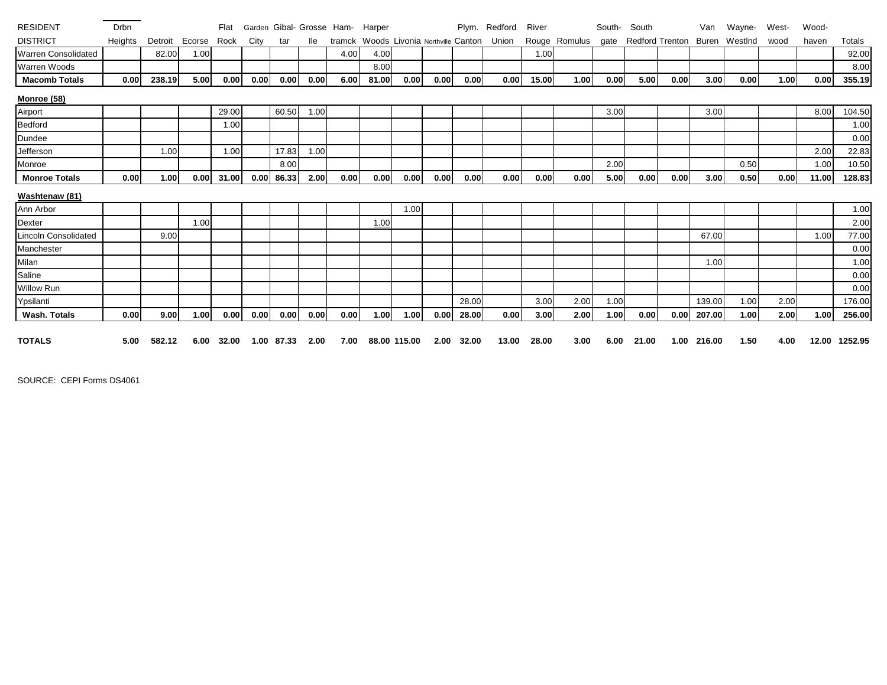| RESIDENT DISTRICT | Drbn Heights | Detroit | Ecorse | Flat Rock | Garden City | Gibal-tar | Grosse Ile | Ham-tramck | Harper Woods | Livonia | Northville | Plym. Canton | Redford Union | River Rouge | Romulus | South-gate | South Redford | Trenton | Van Buren | Wayne-Westlnd | West-wood | Wood-haven | Totals |
|---|---|---|---|---|---|---|---|---|---|---|---|---|---|---|---|---|---|---|---|---|---|---|---|
| Warren Consolidated | | 82.00 | 1.00 | | | | | 4.00 | 4.00 | | | | | 1.00 | | | | | | | | | 92.00 |
| Warren Woods | | | | | | | | | 8.00 | | | | | | | | | | | | | | 8.00 |
| **Macomb Totals** | **0.00** | **238.19** | **5.00** | **0.00** | **0.00** | **0.00** | **0.00** | **6.00** | **81.00** | **0.00** | **0.00** | **0.00** | **0.00** | **15.00** | **1.00** | **0.00** | **5.00** | **0.00** | **3.00** | **0.00** | **1.00** | **0.00** | **355.19** |
| **Monroe (58)** | | | | | | | | | | | | | | | | | | | | | | | |
| Airport | | | | 29.00 | | 60.50 | 1.00 | | | | | | | | | 3.00 | | | 3.00 | | | 8.00 | 104.50 |
| Bedford | | | | 1.00 | | | | | | | | | | | | | | | | | | | 1.00 |
| Dundee | | | | | | | | | | | | | | | | | | | | | | | 0.00 |
| Jefferson | | 1.00 | | 1.00 | | 17.83 | 1.00 | | | | | | | | | | | | | | | 2.00 | 22.83 |
| Monroe | | | | | | 8.00 | | | | | | | | | | 2.00 | | | | 0.50 | | 1.00 | 10.50 |
| **Monroe Totals** | **0.00** | **1.00** | **0.00** | **31.00** | **0.00** | **86.33** | **2.00** | **0.00** | **0.00** | **0.00** | **0.00** | **0.00** | **0.00** | **0.00** | **0.00** | **5.00** | **0.00** | **0.00** | **3.00** | **0.50** | **0.00** | **11.00** | **128.83** |
| **Washtenaw (81)** | | | | | | | | | | | | | | | | | | | | | | | |
| Ann Arbor | | | | | | | | | | 1.00 | | | | | | | | | | | | | 1.00 |
| Dexter | | | 1.00 | | | | | | 1.00 | | | | | | | | | | | | | | 2.00 |
| Lincoln Consolidated | | 9.00 | | | | | | | | | | | | | | | | | 67.00 | | | 1.00 | 77.00 |
| Manchester | | | | | | | | | | | | | | | | | | | | | | | 0.00 |
| Milan | | | | | | | | | | | | | | | | | | | 1.00 | | | | 1.00 |
| Saline | | | | | | | | | | | | | | | | | | | | | | | 0.00 |
| Willow Run | | | | | | | | | | | | | | | | | | | | | | | 0.00 |
| Ypsilanti | | | | | | | | | | | | 28.00 | | 3.00 | 2.00 | 1.00 | | | 139.00 | 1.00 | 2.00 | | 176.00 |
| **Wash. Totals** | **0.00** | **9.00** | **1.00** | **0.00** | **0.00** | **0.00** | **0.00** | **0.00** | **1.00** | **1.00** | **0.00** | **28.00** | **0.00** | **3.00** | **2.00** | **1.00** | **0.00** | **0.00** | **207.00** | **1.00** | **2.00** | **1.00** | **256.00** |
| **TOTALS** | **5.00** | **582.12** | **6.00** | **32.00** | **1.00** | **87.33** | **2.00** | **7.00** | **88.00** | **115.00** | **2.00** | **32.00** | **13.00** | **28.00** | **3.00** | **6.00** | **21.00** | **1.00** | **216.00** | **1.50** | **4.00** | **12.00** | **1252.95** |

SOURCE: CEPI Forms DS4061